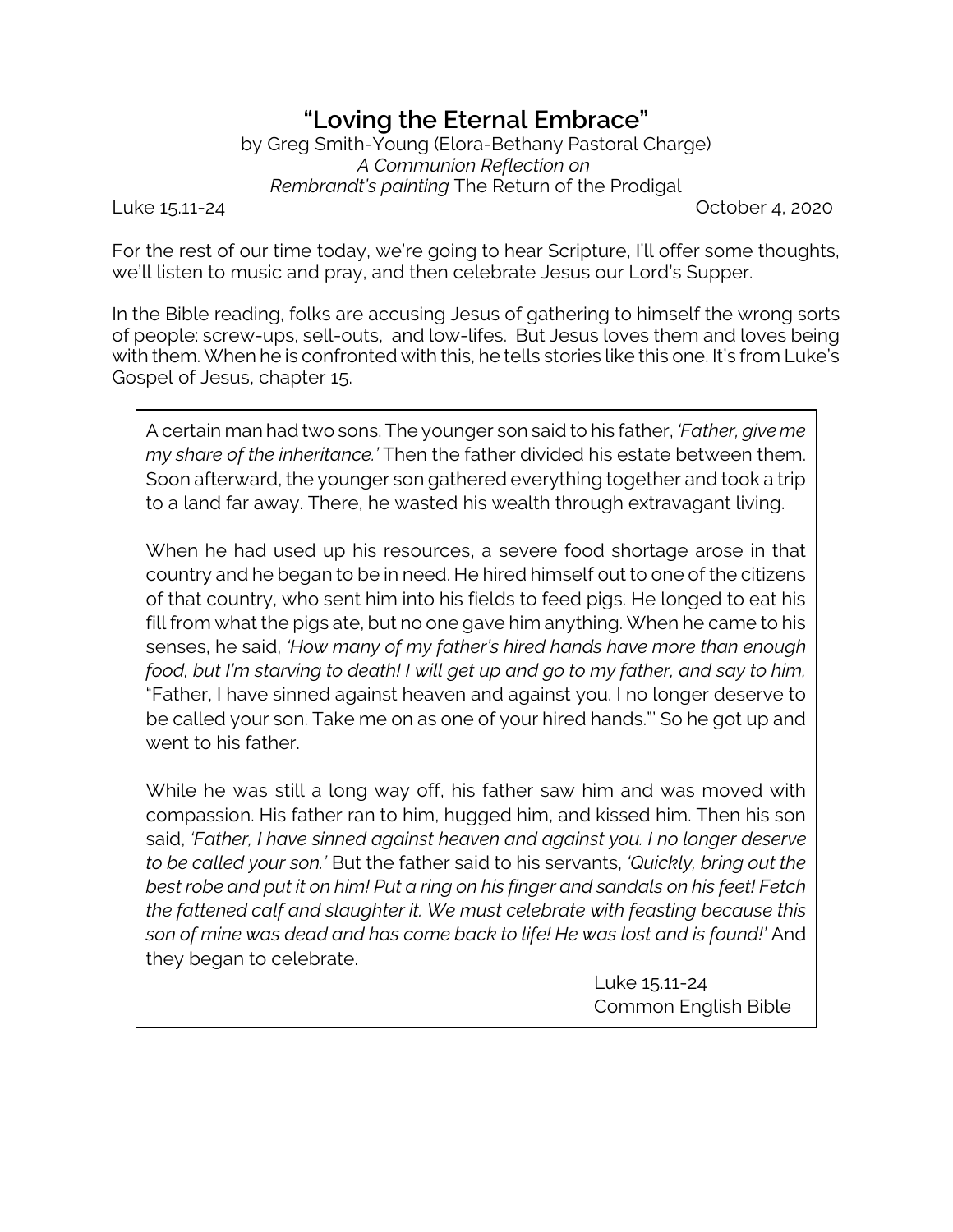# "Loving the Eternal Embrace"

by Greg Smith-Young (Elora-Bethany Pastoral Charge)
*A Communion Reflection on*
*Rembrandt's painting* The Return of the Prodigal

Luke 15.11-24 — October 4, 2020

For the rest of our time today, we're going to hear Scripture, I'll offer some thoughts, we'll listen to music and pray, and then celebrate Jesus our Lord's Supper.

In the Bible reading, folks are accusing Jesus of gathering to himself the wrong sorts of people: screw-ups, sell-outs, and low-lifes. But Jesus loves them and loves being with them. When he is confronted with this, he tells stories like this one. It's from Luke's Gospel of Jesus, chapter 15.

> A certain man had two sons. The younger son said to his father, *'Father, give me my share of the inheritance.'* Then the father divided his estate between them. Soon afterward, the younger son gathered everything together and took a trip to a land far away. There, he wasted his wealth through extravagant living.
>
> When he had used up his resources, a severe food shortage arose in that country and he began to be in need. He hired himself out to one of the citizens of that country, who sent him into his fields to feed pigs. He longed to eat his fill from what the pigs ate, but no one gave him anything. When he came to his senses, he said, *'How many of my father's hired hands have more than enough food, but I'm starving to death! I will get up and go to my father, and say to him,* "Father, I have sinned against heaven and against you. I no longer deserve to be called your son. Take me on as one of your hired hands."' So he got up and went to his father.
>
> While he was still a long way off, his father saw him and was moved with compassion. His father ran to him, hugged him, and kissed him. Then his son said, *'Father, I have sinned against heaven and against you. I no longer deserve to be called your son.'* But the father said to his servants, *'Quickly, bring out the best robe and put it on him! Put a ring on his finger and sandals on his feet! Fetch the fattened calf and slaughter it. We must celebrate with feasting because this son of mine was dead and has come back to life! He was lost and is found!'* And they began to celebrate.
>
> Luke 15.11-24
> Common English Bible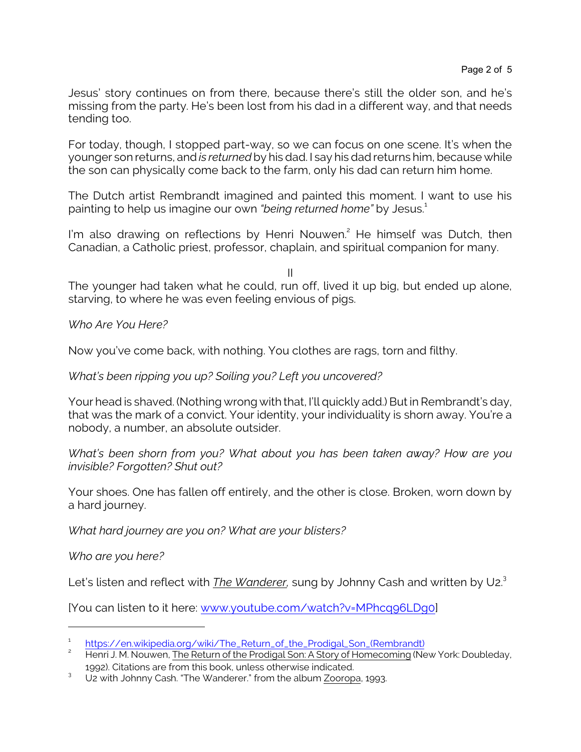Jesus' story continues on from there, because there's still the older son, and he's missing from the party. He's been lost from his dad in a different way, and that needs tending too.

For today, though, I stopped part-way, so we can focus on one scene. It's when the younger son returns, and *is returned* by his dad. I say his dad returns him, because while the son can physically come back to the farm, only his dad can return him home.

The Dutch artist Rembrandt imagined and painted this moment. I want to use his painting to help us imagine our own *"being returned home"* by Jesus.[1]

I'm also drawing on reflections by Henri Nouwen.[2] He himself was Dutch, then Canadian, a Catholic priest, professor, chaplain, and spiritual companion for many.

II

The younger had taken what he could, run off, lived it up big, but ended up alone, starving, to where he was even feeling envious of pigs.

*Who Are You Here?*

Now you've come back, with nothing. You clothes are rags, torn and filthy.

*What's been ripping you up? Soiling you? Left you uncovered?*

Your head is shaved. (Nothing wrong with that, I'll quickly add.) But in Rembrandt's day, that was the mark of a convict. Your identity, your individuality is shorn away. You're a nobody, a number, an absolute outsider.

*What's been shorn from you? What about you has been taken away? How are you invisible? Forgotten? Shut out?*

Your shoes. One has fallen off entirely, and the other is close. Broken, worn down by a hard journey.

*What hard journey are you on? What are your blisters?*

*Who are you here?*

Let's listen and reflect with *The Wanderer,* sung by Johnny Cash and written by U2.[3]

[You can listen to it here: www.youtube.com/watch?v=MPhcq96LDg0]

---

[1] https://en.wikipedia.org/wiki/The_Return_of_the_Prodigal_Son_(Rembrandt)

[2] Henri J. M. Nouwen, The Return of the Prodigal Son: A Story of Homecoming (New York: Doubleday, 1992). Citations are from this book, unless otherwise indicated.

[3] U2 with Johnny Cash. "The Wanderer." from the album Zooropa, 1993.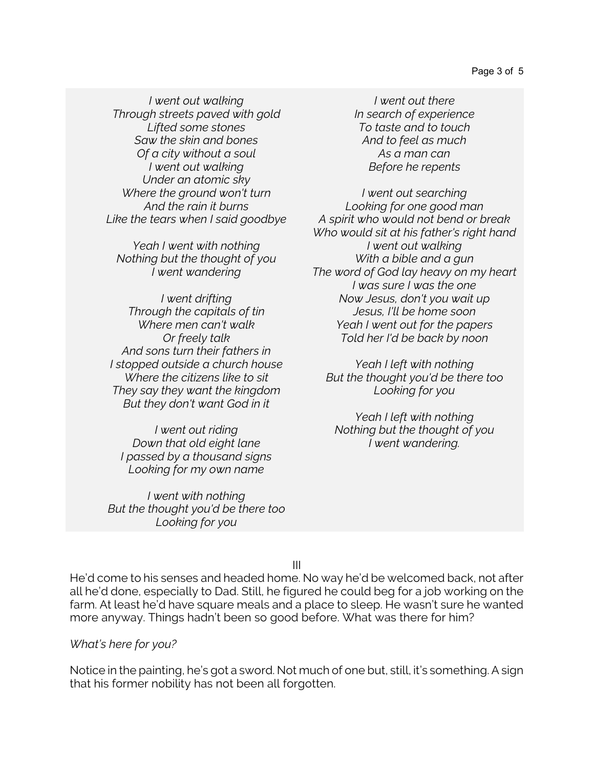*I went out walking*
*Through streets paved with gold*
*Lifted some stones*
*Saw the skin and bones*
*Of a city without a soul*
*I went out walking*
*Under an atomic sky*
*Where the ground won't turn*
*And the rain it burns*
*Like the tears when I said goodbye*

*Yeah I went with nothing*
*Nothing but the thought of you*
*I went wandering*

*I went drifting*
*Through the capitals of tin*
*Where men can't walk*
*Or freely talk*
*And sons turn their fathers in*
*I stopped outside a church house*
*Where the citizens like to sit*
*They say they want the kingdom*
*But they don't want God in it*

*I went out riding*
*Down that old eight lane*
*I passed by a thousand signs*
*Looking for my own name*

*I went with nothing*
*But the thought you'd be there too*
*Looking for you*

*I went out there*
*In search of experience*
*To taste and to touch*
*And to feel as much*
*As a man can*
*Before he repents*

*I went out searching*
*Looking for one good man*
*A spirit who would not bend or break*
*Who would sit at his father's right hand*
*I went out walking*
*With a bible and a gun*
*The word of God lay heavy on my heart*
*I was sure I was the one*
*Now Jesus, don't you wait up*
*Jesus, I'll be home soon*
*Yeah I went out for the papers*
*Told her I'd be back by noon*

*Yeah I left with nothing*
*But the thought you'd be there too*
*Looking for you*

*Yeah I left with nothing*
*Nothing but the thought of you*
*I went wandering.*

III

He'd come to his senses and headed home. No way he'd be welcomed back, not after all he'd done, especially to Dad. Still, he figured he could beg for a job working on the farm. At least he'd have square meals and a place to sleep. He wasn't sure he wanted more anyway. Things hadn't been so good before. What was there for him?

*What's here for you?*

Notice in the painting, he's got a sword. Not much of one but, still, it's something. A sign that his former nobility has not been all forgotten.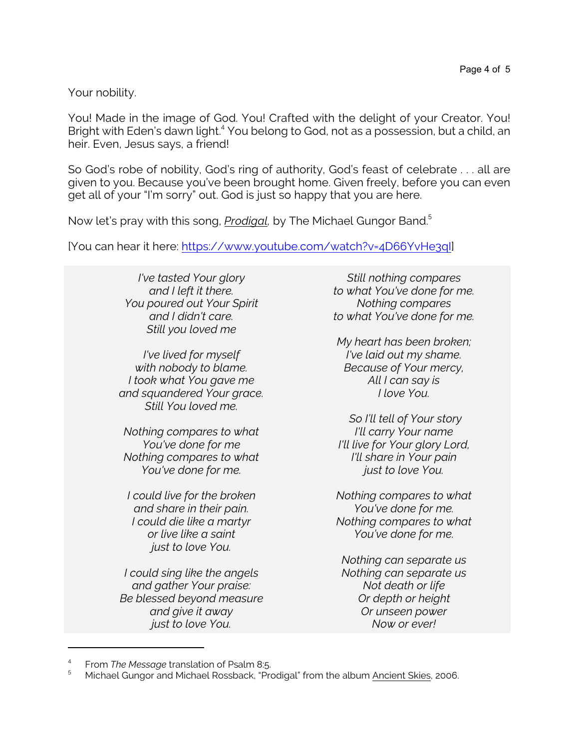Your nobility.

You! Made in the image of God. You! Crafted with the delight of your Creator. You! Bright with Eden's dawn light.[4] You belong to God, not as a possession, but a child, an heir. Even, Jesus says, a friend!

So God's robe of nobility, God's ring of authority, God's feast of celebrate . . . all are given to you. Because you've been brought home. Given freely, before you can even get all of your "I'm sorry" out. God is just so happy that you are here.

Now let's pray with this song, ***Prodigal***, by The Michael Gungor Band.[5]

[You can hear it here: https://www.youtube.com/watch?v=4D66YvHe3qI]

*I've tasted Your glory*
*and I left it there.*
*You poured out Your Spirit*
*and I didn't care.*
*Still you loved me*

*I've lived for myself*
*with nobody to blame.*
*I took what You gave me*
*and squandered Your grace.*
*Still You loved me.*

*Nothing compares to what*
*You've done for me*
*Nothing compares to what*
*You've done for me.*

*I could live for the broken*
*and share in their pain.*
*I could die like a martyr*
*or live like a saint*
*just to love You.*

*I could sing like the angels*
*and gather Your praise:*
*Be blessed beyond measure*
*and give it away*
*just to love You.*

*Still nothing compares*
*to what You've done for me.*
*Nothing compares*
*to what You've done for me.*

*My heart has been broken;*
*I've laid out my shame.*
*Because of Your mercy,*
*All I can say is*
*I love You.*

*So I'll tell of Your story*
*I'll carry Your name*
*I'll live for Your glory Lord,*
*I'll share in Your pain*
*just to love You.*

*Nothing compares to what*
*You've done for me.*
*Nothing compares to what*
*You've done for me.*

*Nothing can separate us*
*Nothing can separate us*
*Not death or life*
*Or depth or height*
*Or unseen power*
*Now or ever!*

---

[4] From *The Message* translation of Psalm 8:5.

[5] Michael Gungor and Michael Rossback, "Prodigal" from the album Ancient Skies, 2006.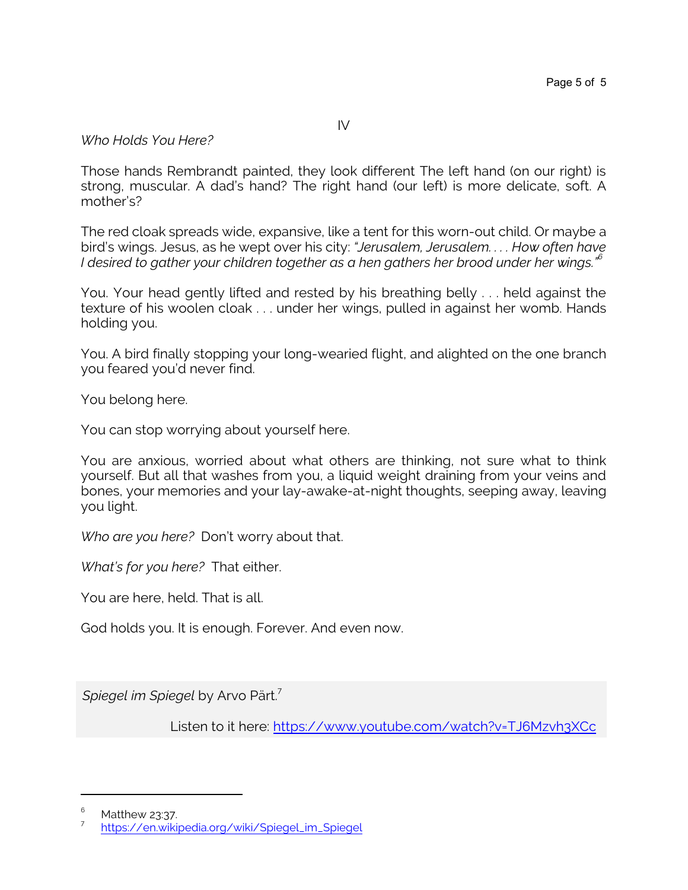IV

*Who Holds You Here?*

Those hands Rembrandt painted, they look different The left hand (on our right) is strong, muscular. A dad's hand? The right hand (our left) is more delicate, soft. A mother's?

The red cloak spreads wide, expansive, like a tent for this worn-out child. Or maybe a bird's wings. Jesus, as he wept over his city: *"Jerusalem, Jerusalem. . . . How often have I desired to gather your children together as a hen gathers her brood under her wings."*[6]

You. Your head gently lifted and rested by his breathing belly . . . held against the texture of his woolen cloak . . . under her wings, pulled in against her womb. Hands holding you.

You. A bird finally stopping your long-wearied flight, and alighted on the one branch you feared you'd never find.

You belong here.

You can stop worrying about yourself here.

You are anxious, worried about what others are thinking, not sure what to think yourself. But all that washes from you, a liquid weight draining from your veins and bones, your memories and your lay-awake-at-night thoughts, seeping away, leaving you light.

*Who are you here?* Don't worry about that.

*What's for you here?* That either.

You are here, held. That is all.

God holds you. It is enough. Forever. And even now.

*Spiegel im Spiegel* by Arvo Pärt.[7]

Listen to it here: https://www.youtube.com/watch?v=TJ6Mzvh3XCc

---

[6] Matthew 23:37.

[7] https://en.wikipedia.org/wiki/Spiegel_im_Spiegel